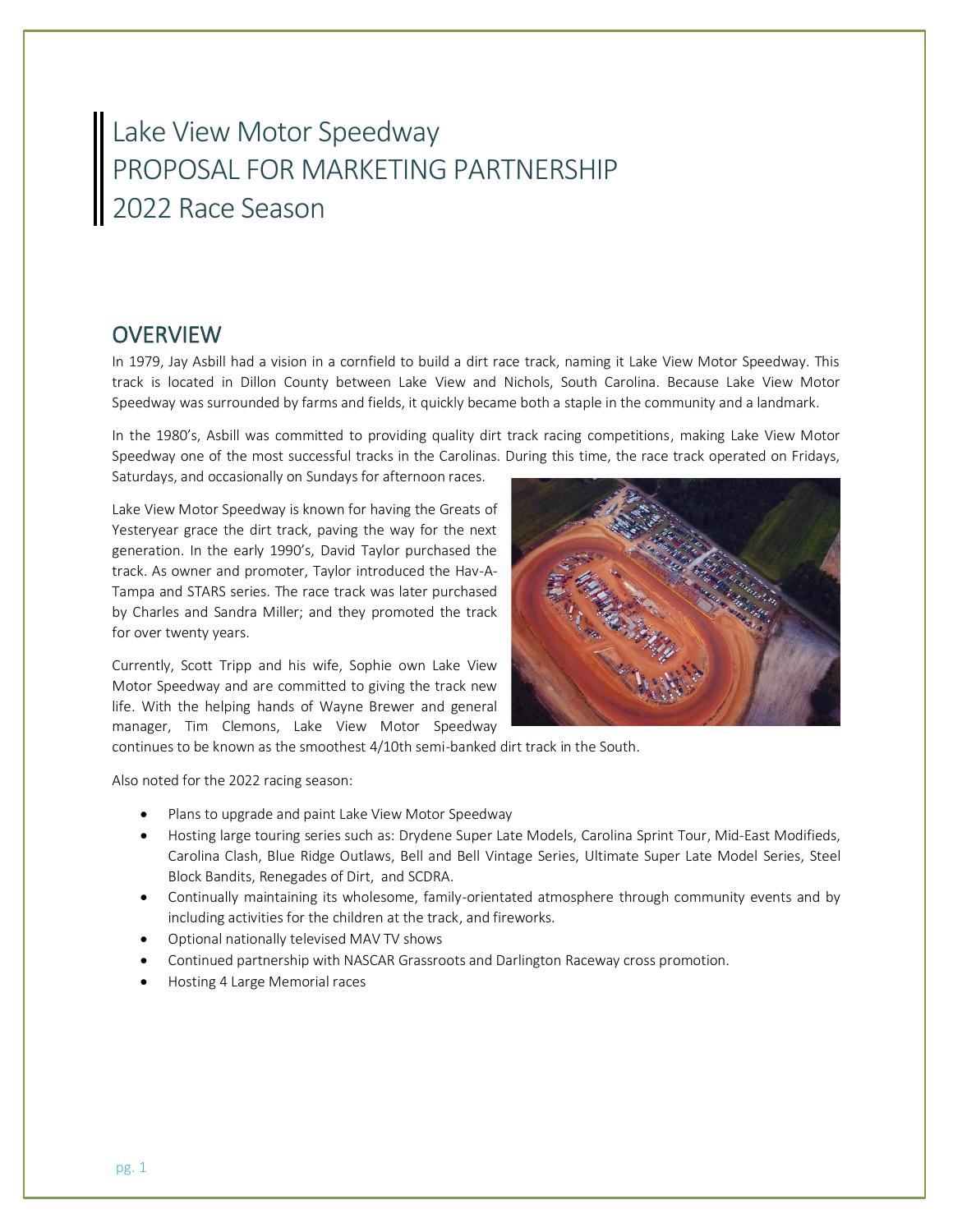# Lake View Motor Speedway
# PROPOSAL FOR MARKETING PARTNERSHIP
# 2022 Race Season

## OVERVIEW

In 1979, Jay Asbill had a vision in a cornfield to build a dirt race track, naming it Lake View Motor Speedway. This track is located in Dillon County between Lake View and Nichols, South Carolina. Because Lake View Motor Speedway was surrounded by farms and fields, it quickly became both a staple in the community and a landmark.

In the 1980's, Asbill was committed to providing quality dirt track racing competitions, making Lake View Motor Speedway one of the most successful tracks in the Carolinas. During this time, the race track operated on Fridays, Saturdays, and occasionally on Sundays for afternoon races.

Lake View Motor Speedway is known for having the Greats of Yesteryear grace the dirt track, paving the way for the next generation. In the early 1990's, David Taylor purchased the track. As owner and promoter, Taylor introduced the Hav-A-Tampa and STARS series. The race track was later purchased by Charles and Sandra Miller; and they promoted the track for over twenty years.

Currently, Scott Tripp and his wife, Sophie own Lake View Motor Speedway and are committed to giving the track new life. With the helping hands of Wayne Brewer and general manager, Tim Clemons, Lake View Motor Speedway continues to be known as the smoothest 4/10th semi-banked dirt track in the South.

Also noted for the 2022 racing season:

- Plans to upgrade and paint Lake View Motor Speedway
- Hosting large touring series such as: Drydene Super Late Models, Carolina Sprint Tour, Mid-East Modifieds, Carolina Clash, Blue Ridge Outlaws, Bell and Bell Vintage Series, Ultimate Super Late Model Series, Steel Block Bandits, Renegades of Dirt, and SCDRA.
- Continually maintaining its wholesome, family-orientated atmosphere through community events and by including activities for the children at the track, and fireworks.
- Optional nationally televised MAV TV shows
- Continued partnership with NASCAR Grassroots and Darlington Raceway cross promotion.
- Hosting 4 Large Memorial races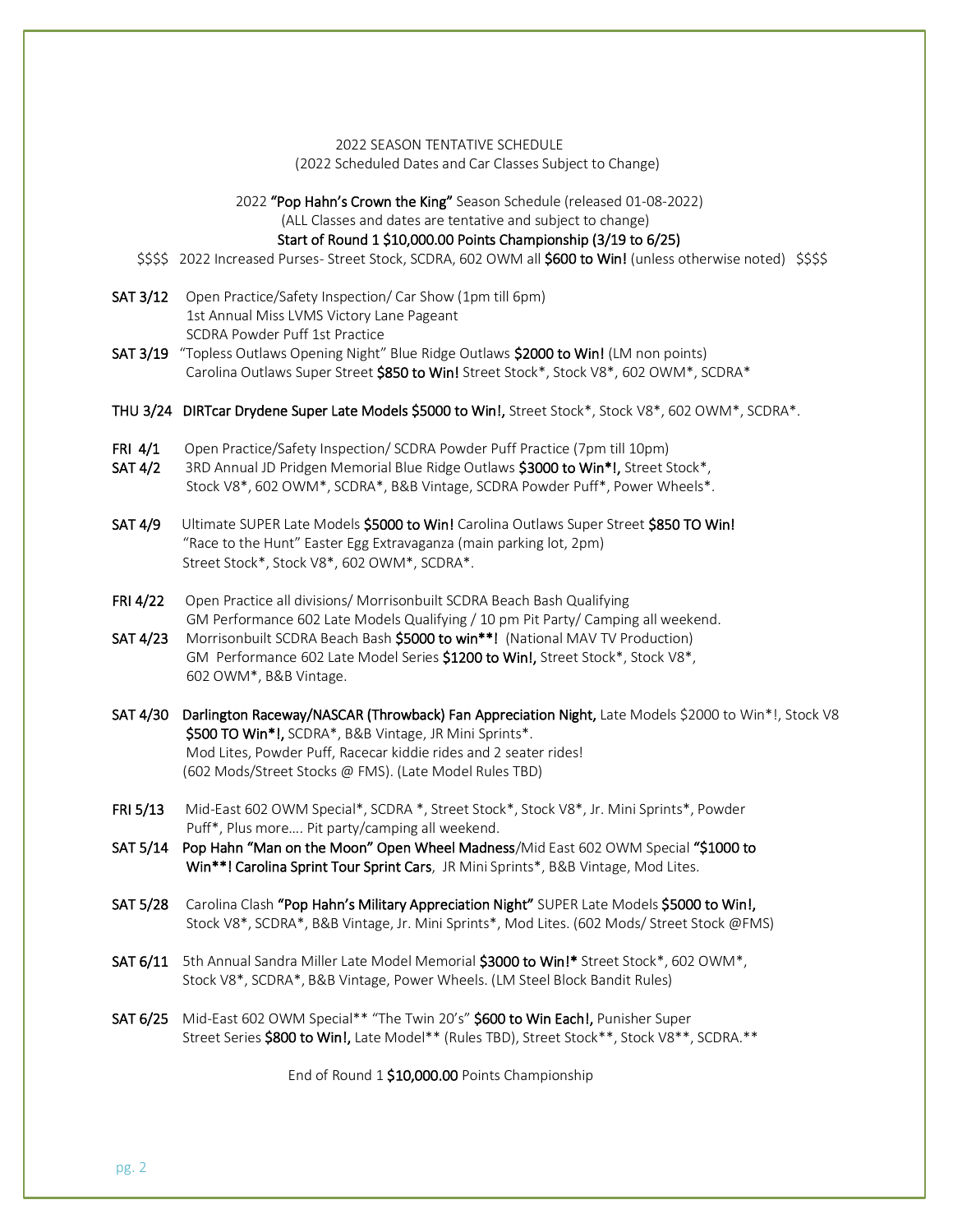2022 SEASON TENTATIVE SCHEDULE
(2022 Scheduled Dates and Car Classes Subject to Change)

2022 **"Pop Hahn's Crown the King"** Season Schedule (released 01-08-2022)
(ALL Classes and dates are tentative and subject to change)
**Start of Round 1 $10,000.00 Points Championship (3/19 to 6/25)**

$$$$ 2022 Increased Purses- Street Stock, SCDRA, 602 OWM all **$600 to Win!** (unless otherwise noted) $$$$

**SAT 3/12** Open Practice/Safety Inspection/ Car Show (1pm till 6pm)
1st Annual Miss LVMS Victory Lane Pageant
SCDRA Powder Puff 1st Practice

**SAT 3/19** "Topless Outlaws Opening Night" Blue Ridge Outlaws **$2000 to Win!** (LM non points)
Carolina Outlaws Super Street **$850 to Win!** Street Stock*, Stock V8*, 602 OWM*, SCDRA*

**THU 3/24** **DIRTcar Drydene Super Late Models $5000 to Win!,** Street Stock*, Stock V8*, 602 OWM*, SCDRA*.

**FRI 4/1** Open Practice/Safety Inspection/ SCDRA Powder Puff Practice (7pm till 10pm)

**SAT 4/2** 3RD Annual JD Pridgen Memorial Blue Ridge Outlaws **$3000 to Win*!,** Street Stock*, Stock V8*, 602 OWM*, SCDRA*, B&B Vintage, SCDRA Powder Puff*, Power Wheels*.

**SAT 4/9** Ultimate SUPER Late Models **$5000 to Win!** Carolina Outlaws Super Street **$850 TO Win!**
"Race to the Hunt" Easter Egg Extravaganza (main parking lot, 2pm)
Street Stock*, Stock V8*, 602 OWM*, SCDRA*.

**FRI 4/22** Open Practice all divisions/ Morrisonbuilt SCDRA Beach Bash Qualifying
GM Performance 602 Late Models Qualifying / 10 pm Pit Party/ Camping all weekend.

**SAT 4/23** Morrisonbuilt SCDRA Beach Bash **$5000 to win**!** (National MAV TV Production)
GM Performance 602 Late Model Series **$1200 to Win!,** Street Stock*, Stock V8*, 602 OWM*, B&B Vintage.

**SAT 4/30** **Darlington Raceway/NASCAR (Throwback) Fan Appreciation Night,** Late Models $2000 to Win*!, Stock V8 **$500 TO Win*!,** SCDRA*, B&B Vintage, JR Mini Sprints*.
Mod Lites, Powder Puff, Racecar kiddie rides and 2 seater rides!
(602 Mods/Street Stocks @ FMS). (Late Model Rules TBD)

**FRI 5/13** Mid-East 602 OWM Special*, SCDRA *, Street Stock*, Stock V8*, Jr. Mini Sprints*, Powder Puff*, Plus more…. Pit party/camping all weekend.

**SAT 5/14** **Pop Hahn "Man on the Moon" Open Wheel Madness**/Mid East 602 OWM Special **"$1000 to Win**! Carolina Sprint Tour Sprint Cars**, JR Mini Sprints*, B&B Vintage, Mod Lites.

**SAT 5/28** Carolina Clash **"Pop Hahn's Military Appreciation Night"** SUPER Late Models **$5000 to Win!,** Stock V8*, SCDRA*, B&B Vintage, Jr. Mini Sprints*, Mod Lites. (602 Mods/ Street Stock @FMS)

**SAT 6/11** 5th Annual Sandra Miller Late Model Memorial **$3000 to Win!*** Street Stock*, 602 OWM*, Stock V8*, SCDRA*, B&B Vintage, Power Wheels. (LM Steel Block Bandit Rules)

**SAT 6/25** Mid-East 602 OWM Special** "The Twin 20's" **$600 to Win Each!,** Punisher Super Street Series **$800 to Win!,** Late Model** (Rules TBD), Street Stock**, Stock V8**, SCDRA.**

End of Round 1 **$10,000.00** Points Championship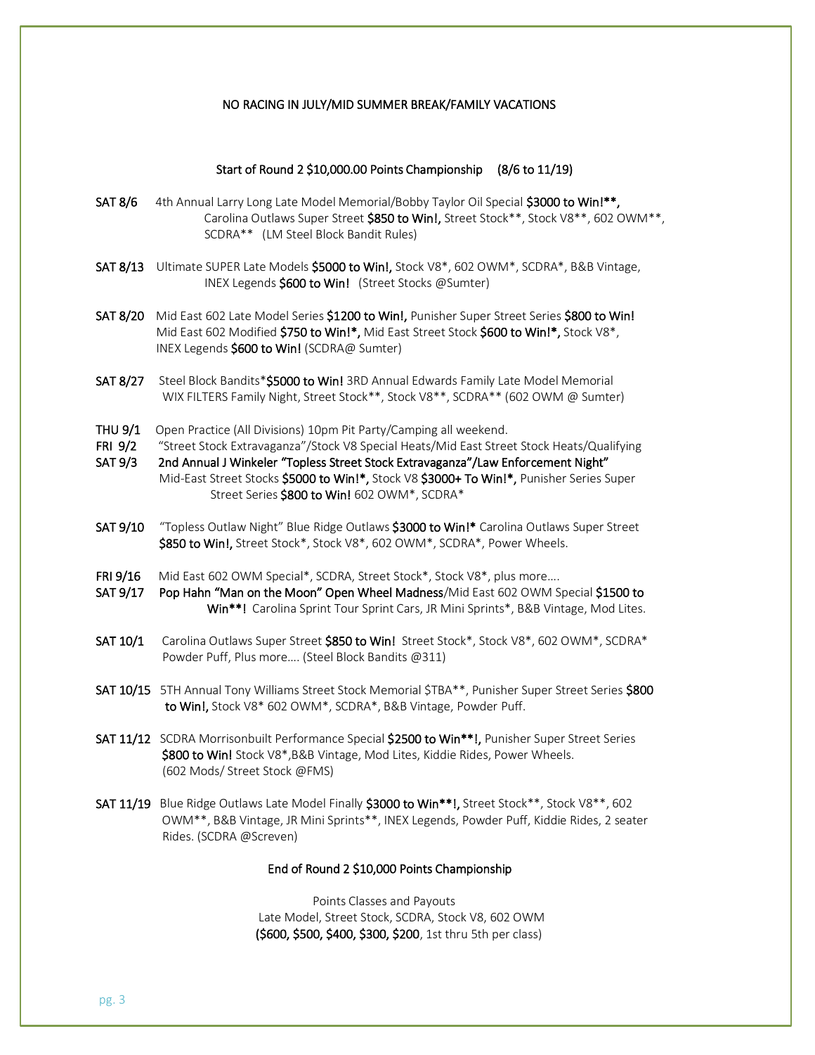NO RACING IN JULY/MID SUMMER BREAK/FAMILY VACATIONS

Start of Round 2 $10,000.00 Points Championship (8/6 to 11/19)

**SAT 8/6** 4th Annual Larry Long Late Model Memorial/Bobby Taylor Oil Special **$3000 to Win!\*\*,** Carolina Outlaws Super Street **$850 to Win!,** Street Stock\*\*, Stock V8\*\*, 602 OWM\*\*, SCDRA\*\* (LM Steel Block Bandit Rules)

**SAT 8/13** Ultimate SUPER Late Models **$5000 to Win!,** Stock V8\*, 602 OWM\*, SCDRA\*, B&B Vintage, INEX Legends **$600 to Win!** (Street Stocks @Sumter)

**SAT 8/20** Mid East 602 Late Model Series **$1200 to Win!,** Punisher Super Street Series **$800 to Win!** Mid East 602 Modified **$750 to Win!\*,** Mid East Street Stock **$600 to Win!\*,** Stock V8\*, INEX Legends **$600 to Win!** (SCDRA@ Sumter)

**SAT 8/27** Steel Block Bandits\***$5000 to Win!** 3RD Annual Edwards Family Late Model Memorial WIX FILTERS Family Night, Street Stock\*\*, Stock V8\*\*, SCDRA\*\* (602 OWM @ Sumter)

**THU 9/1** Open Practice (All Divisions) 10pm Pit Party/Camping all weekend.
**FRI 9/2** "Street Stock Extravaganza"/Stock V8 Special Heats/Mid East Street Stock Heats/Qualifying
**SAT 9/3** **2nd Annual J Winkeler "Topless Street Stock Extravaganza"/Law Enforcement Night"** Mid-East Street Stocks **$5000 to Win!\*,** Stock V8 **$3000+ To Win!\*,** Punisher Series Super Street Series **$800 to Win!** 602 OWM\*, SCDRA\*

**SAT 9/10** "Topless Outlaw Night" Blue Ridge Outlaws **$3000 to Win!\*** Carolina Outlaws Super Street **$850 to Win!,** Street Stock\*, Stock V8\*, 602 OWM\*, SCDRA\*, Power Wheels.

**FRI 9/16** Mid East 602 OWM Special\*, SCDRA, Street Stock\*, Stock V8\*, plus more….
**SAT 9/17** **Pop Hahn "Man on the Moon" Open Wheel Madness**/Mid East 602 OWM Special **$1500 to Win\*\*!** Carolina Sprint Tour Sprint Cars, JR Mini Sprints\*, B&B Vintage, Mod Lites.

**SAT 10/1** Carolina Outlaws Super Street **$850 to Win!** Street Stock\*, Stock V8\*, 602 OWM\*, SCDRA\* Powder Puff, Plus more…. (Steel Block Bandits @311)

**SAT 10/15** 5TH Annual Tony Williams Street Stock Memorial $TBA\*\*, Punisher Super Street Series **$800 to Win!,** Stock V8\* 602 OWM\*, SCDRA\*, B&B Vintage, Powder Puff.

**SAT 11/12** SCDRA Morrisonbuilt Performance Special **$2500 to Win\*\*!,** Punisher Super Street Series **$800 to Win!** Stock V8\*,B&B Vintage, Mod Lites, Kiddie Rides, Power Wheels. (602 Mods/ Street Stock @FMS)

**SAT 11/19** Blue Ridge Outlaws Late Model Finally **$3000 to Win\*\*!,** Street Stock\*\*, Stock V8\*\*, 602 OWM\*\*, B&B Vintage, JR Mini Sprints\*\*, INEX Legends, Powder Puff, Kiddie Rides, 2 seater Rides. (SCDRA @Screven)

End of Round 2 $10,000 Points Championship

Points Classes and Payouts
Late Model, Street Stock, SCDRA, Stock V8, 602 OWM
**($600, $500, $400, $300, $200**, 1st thru 5th per class)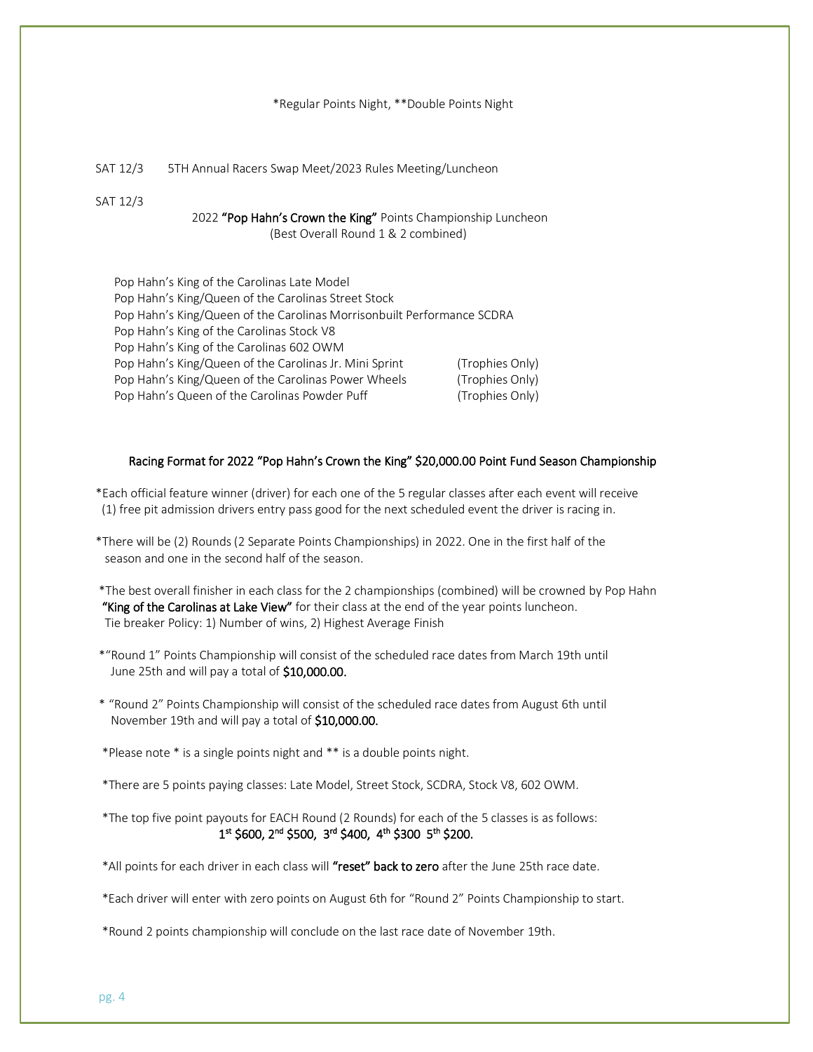*Regular Points Night, **Double Points Night

SAT 12/3 5TH Annual Racers Swap Meet/2023 Rules Meeting/Luncheon

SAT 12/3

2022 **"Pop Hahn's Crown the King"** Points Championship Luncheon
(Best Overall Round 1 & 2 combined)

Pop Hahn's King of the Carolinas Late Model
Pop Hahn's King/Queen of the Carolinas Street Stock
Pop Hahn's King/Queen of the Carolinas Morrisonbuilt Performance SCDRA
Pop Hahn's King of the Carolinas Stock V8
Pop Hahn's King of the Carolinas 602 OWM
Pop Hahn's King/Queen of the Carolinas Jr. Mini Sprint (Trophies Only)
Pop Hahn's King/Queen of the Carolinas Power Wheels (Trophies Only)
Pop Hahn's Queen of the Carolinas Powder Puff (Trophies Only)

## Racing Format for 2022 "Pop Hahn's Crown the King" $20,000.00 Point Fund Season Championship

*Each official feature winner (driver) for each one of the 5 regular classes after each event will receive (1) free pit admission drivers entry pass good for the next scheduled event the driver is racing in.

*There will be (2) Rounds (2 Separate Points Championships) in 2022. One in the first half of the season and one in the second half of the season.

*The best overall finisher in each class for the 2 championships (combined) will be crowned by Pop Hahn **"King of the Carolinas at Lake View"** for their class at the end of the year points luncheon.
Tie breaker Policy: 1) Number of wins, 2) Highest Average Finish

*"Round 1" Points Championship will consist of the scheduled race dates from March 19th until June 25th and will pay a total of **$10,000.00.**

* "Round 2" Points Championship will consist of the scheduled race dates from August 6th until November 19th and will pay a total of **$10,000.00.**

*Please note * is a single points night and ** is a double points night.

*There are 5 points paying classes: Late Model, Street Stock, SCDRA, Stock V8, 602 OWM.

*The top five point payouts for EACH Round (2 Rounds) for each of the 5 classes is as follows:
**1st $600, 2nd $500, 3rd $400, 4th $300 5th $200.**

*All points for each driver in each class will **"reset" back to zero** after the June 25th race date.

*Each driver will enter with zero points on August 6th for "Round 2" Points Championship to start.

*Round 2 points championship will conclude on the last race date of November 19th.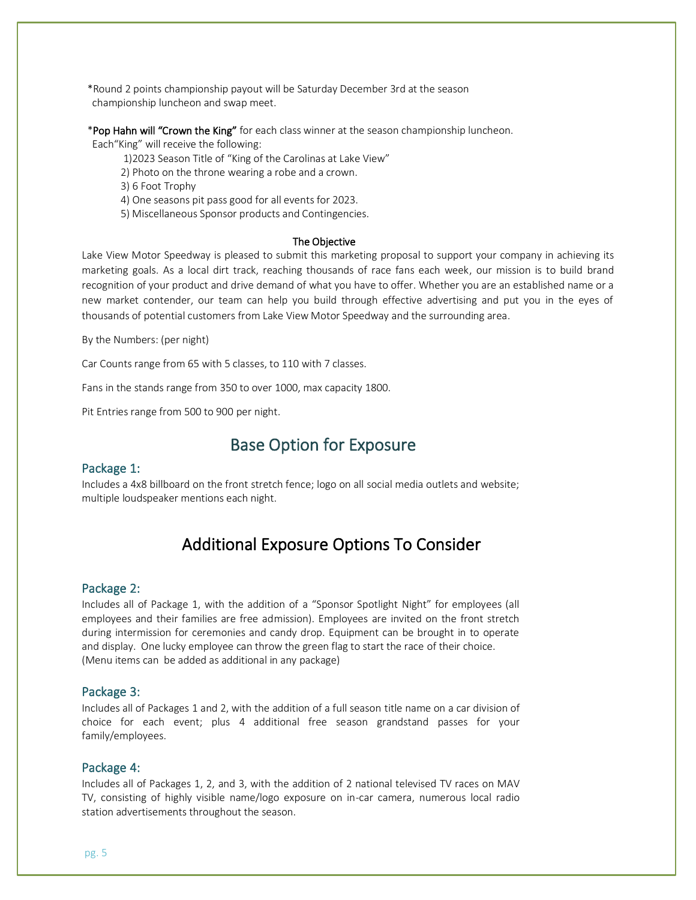*Round 2 points championship payout will be Saturday December 3rd at the season championship luncheon and swap meet.

*Pop Hahn will "Crown the King" for each class winner at the season championship luncheon. Each"King" will receive the following:

1)2023 Season Title of "King of the Carolinas at Lake View"
2) Photo on the throne wearing a robe and a crown.
3) 6 Foot Trophy
4) One seasons pit pass good for all events for 2023.
5) Miscellaneous Sponsor products and Contingencies.

### The Objective

Lake View Motor Speedway is pleased to submit this marketing proposal to support your company in achieving its marketing goals. As a local dirt track, reaching thousands of race fans each week, our mission is to build brand recognition of your product and drive demand of what you have to offer. Whether you are an established name or a new market contender, our team can help you build through effective advertising and put you in the eyes of thousands of potential customers from Lake View Motor Speedway and the surrounding area.

By the Numbers: (per night)

Car Counts range from 65 with 5 classes, to 110 with 7 classes.

Fans in the stands range from 350 to over 1000, max capacity 1800.

Pit Entries range from 500 to 900 per night.

# Base Option for Exposure

## Package 1:

Includes a 4x8 billboard on the front stretch fence; logo on all social media outlets and website; multiple loudspeaker mentions each night.

# Additional Exposure Options To Consider

## Package 2:

Includes all of Package 1, with the addition of a "Sponsor Spotlight Night" for employees (all employees and their families are free admission). Employees are invited on the front stretch during intermission for ceremonies and candy drop. Equipment can be brought in to operate and display. One lucky employee can throw the green flag to start the race of their choice. (Menu items can be added as additional in any package)

## Package 3:

Includes all of Packages 1 and 2, with the addition of a full season title name on a car division of choice for each event; plus 4 additional free season grandstand passes for your family/employees.

## Package 4:

Includes all of Packages 1, 2, and 3, with the addition of 2 national televised TV races on MAV TV, consisting of highly visible name/logo exposure on in-car camera, numerous local radio station advertisements throughout the season.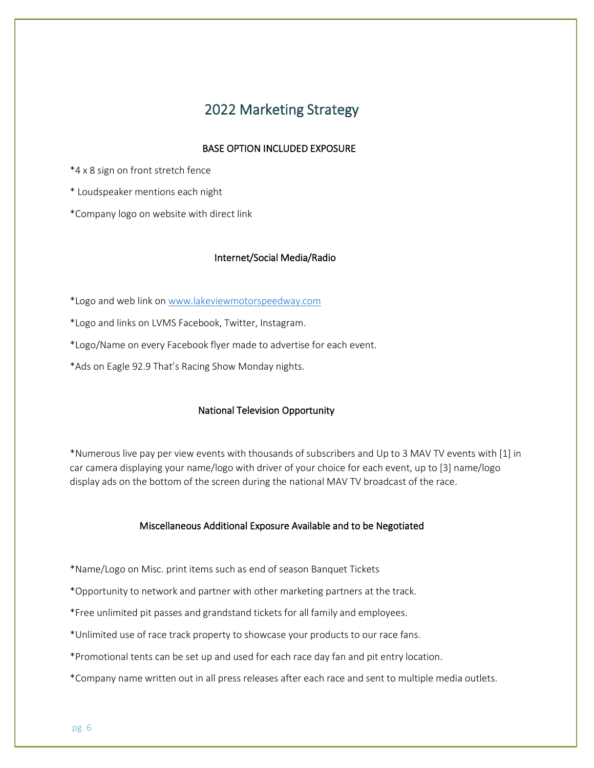# 2022 Marketing Strategy

## BASE OPTION INCLUDED EXPOSURE

*4 x 8 sign on front stretch fence

* Loudspeaker mentions each night

*Company logo on website with direct link

## Internet/Social Media/Radio

*Logo and web link on [www.lakeviewmotorspeedway.com](http://www.lakeviewmotorspeedway.com)

*Logo and links on LVMS Facebook, Twitter, Instagram.

*Logo/Name on every Facebook flyer made to advertise for each event.

*Ads on Eagle 92.9 That's Racing Show Monday nights.

## National Television Opportunity

*Numerous live pay per view events with thousands of subscribers and Up to 3 MAV TV events with [1] in car camera displaying your name/logo with driver of your choice for each event, up to [3] name/logo display ads on the bottom of the screen during the national MAV TV broadcast of the race.

## Miscellaneous Additional Exposure Available and to be Negotiated

*Name/Logo on Misc. print items such as end of season Banquet Tickets

*Opportunity to network and partner with other marketing partners at the track.

*Free unlimited pit passes and grandstand tickets for all family and employees.

*Unlimited use of race track property to showcase your products to our race fans.

*Promotional tents can be set up and used for each race day fan and pit entry location.

*Company name written out in all press releases after each race and sent to multiple media outlets.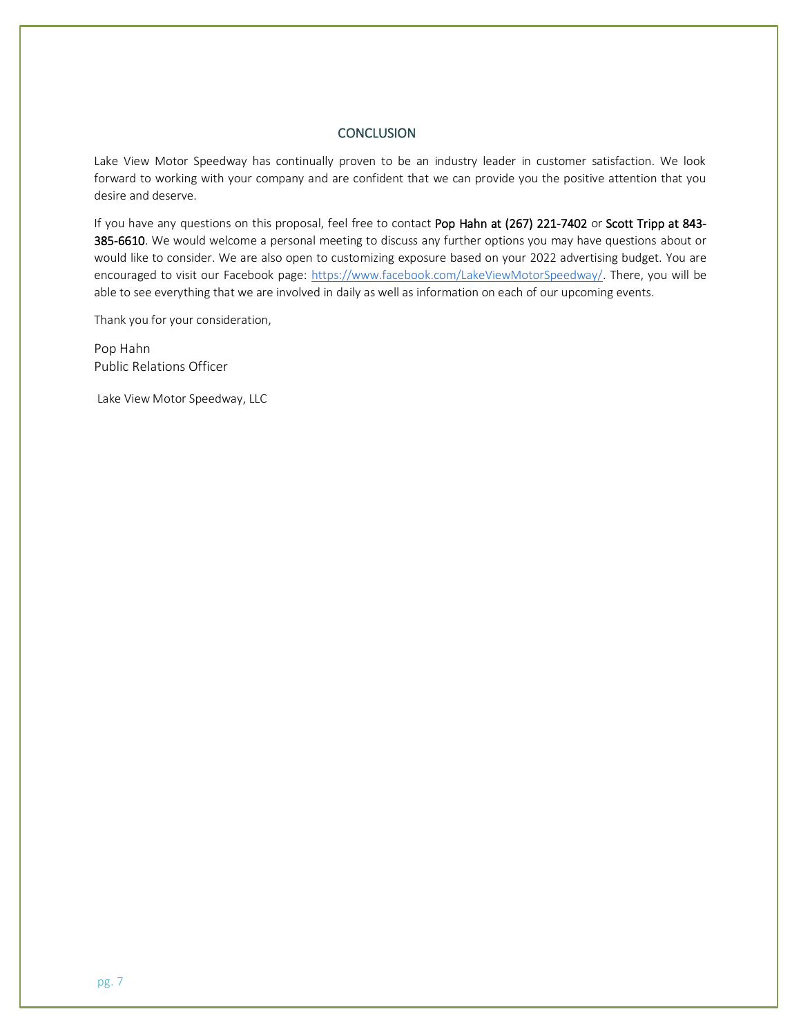## CONCLUSION

Lake View Motor Speedway has continually proven to be an industry leader in customer satisfaction. We look forward to working with your company and are confident that we can provide you the positive attention that you desire and deserve.

If you have any questions on this proposal, feel free to contact **Pop Hahn at (267) 221-7402** or **Scott Tripp at 843-385-6610**. We would welcome a personal meeting to discuss any further options you may have questions about or would like to consider. We are also open to customizing exposure based on your 2022 advertising budget. You are encouraged to visit our Facebook page: https://www.facebook.com/LakeViewMotorSpeedway/. There, you will be able to see everything that we are involved in daily as well as information on each of our upcoming events.

Thank you for your consideration,

Pop Hahn
Public Relations Officer

Lake View Motor Speedway, LLC